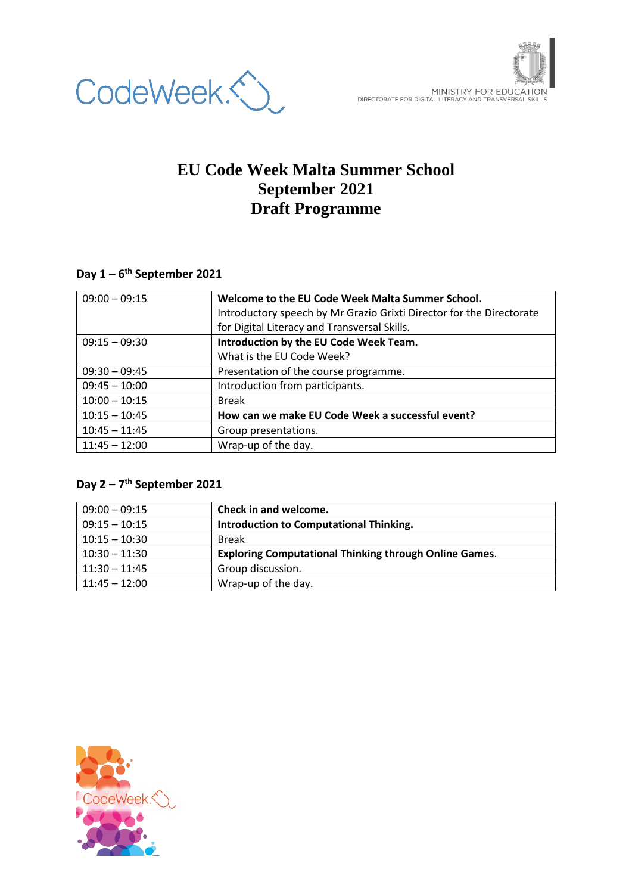MINISTRY FOR EDUCATION
DIRECTORATE FOR DIGITAL LITERACY AND TRANSVERSAL SKILLS

# EU Code Week Malta Summer School
# September 2021
# Draft Programme

### Day 1 – 6th September 2021

| | |
|---|---|
| 09:00 – 09:15 | **Welcome to the EU Code Week Malta Summer School.** Introductory speech by Mr Grazio Grixti Director for the Directorate for Digital Literacy and Transversal Skills. |
| 09:15 – 09:30 | **Introduction by the EU Code Week Team.** What is the EU Code Week? |
| 09:30 – 09:45 | Presentation of the course programme. |
| 09:45 – 10:00 | Introduction from participants. |
| 10:00 – 10:15 | Break |
| 10:15 – 10:45 | **How can we make EU Code Week a successful event?** |
| 10:45 – 11:45 | Group presentations. |
| 11:45 – 12:00 | Wrap-up of the day. |

### Day 2 – 7th September 2021

| | |
|---|---|
| 09:00 – 09:15 | **Check in and welcome.** |
| 09:15 – 10:15 | **Introduction to Computational Thinking.** |
| 10:15 – 10:30 | Break |
| 10:30 – 11:30 | **Exploring Computational Thinking through Online Games**. |
| 11:30 – 11:45 | Group discussion. |
| 11:45 – 12:00 | Wrap-up of the day. |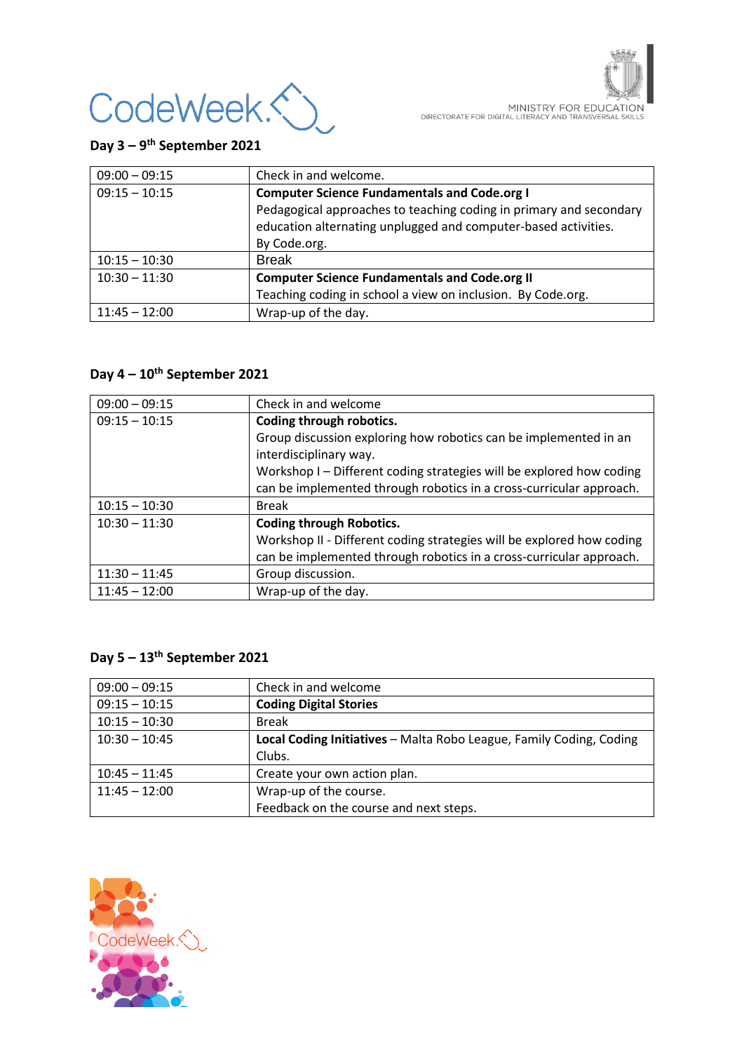## Day 3 – 9th September 2021

| | |
|---|---|
| 09:00 – 09:15 | Check in and welcome. |
| 09:15 – 10:15 | **Computer Science Fundamentals and Code.org I** Pedagogical approaches to teaching coding in primary and secondary education alternating unplugged and computer-based activities. By Code.org. |
| 10:15 – 10:30 | Break |
| 10:30 – 11:30 | **Computer Science Fundamentals and Code.org II** Teaching coding in school a view on inclusion. By Code.org. |
| 11:45 – 12:00 | Wrap-up of the day. |

## Day 4 – 10th September 2021

| | |
|---|---|
| 09:00 – 09:15 | Check in and welcome |
| 09:15 – 10:15 | **Coding through robotics.** Group discussion exploring how robotics can be implemented in an interdisciplinary way. Workshop I – Different coding strategies will be explored how coding can be implemented through robotics in a cross-curricular approach. |
| 10:15 – 10:30 | Break |
| 10:30 – 11:30 | **Coding through Robotics.** Workshop II - Different coding strategies will be explored how coding can be implemented through robotics in a cross-curricular approach. |
| 11:30 – 11:45 | Group discussion. |
| 11:45 – 12:00 | Wrap-up of the day. |

## Day 5 – 13th September 2021

| | |
|---|---|
| 09:00 – 09:15 | Check in and welcome |
| 09:15 – 10:15 | **Coding Digital Stories** |
| 10:15 – 10:30 | Break |
| 10:30 – 10:45 | **Local Coding Initiatives** – Malta Robo League, Family Coding, Coding Clubs. |
| 10:45 – 11:45 | Create your own action plan. |
| 11:45 – 12:00 | Wrap-up of the course. Feedback on the course and next steps. |